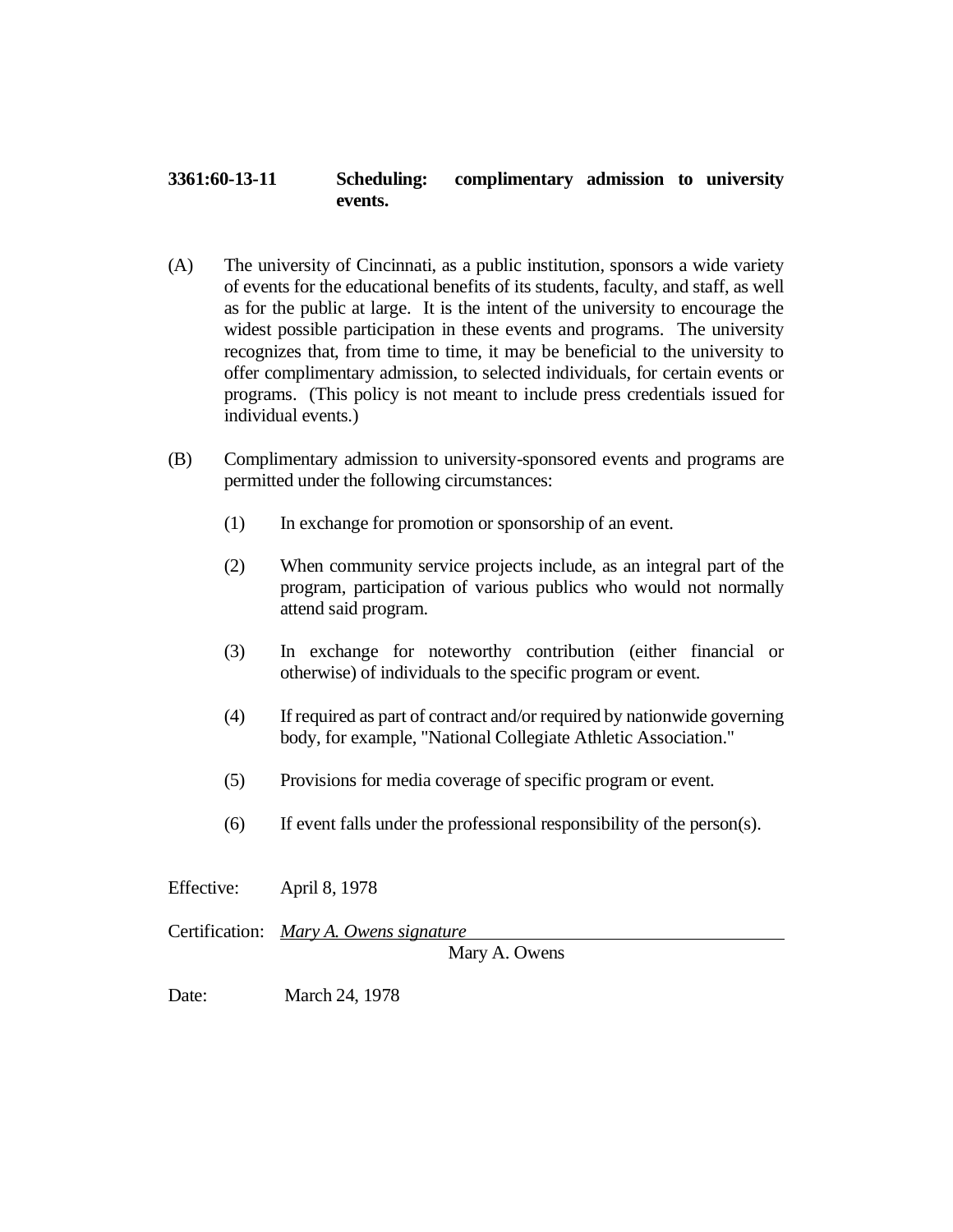**3361:60-13-11 Scheduling: complimentary admission to university events.**

(A) The university of Cincinnati, as a public institution, sponsors a wide variety of events for the educational benefits of its students, faculty, and staff, as well as for the public at large. It is the intent of the university to encourage the widest possible participation in these events and programs. The university recognizes that, from time to time, it may be beneficial to the university to offer complimentary admission, to selected individuals, for certain events or programs. (This policy is not meant to include press credentials issued for individual events.)

(B) Complimentary admission to university-sponsored events and programs are permitted under the following circumstances:

(1) In exchange for promotion or sponsorship of an event.

(2) When community service projects include, as an integral part of the program, participation of various publics who would not normally attend said program.

(3) In exchange for noteworthy contribution (either financial or otherwise) of individuals to the specific program or event.

(4) If required as part of contract and/or required by nationwide governing body, for example, "National Collegiate Athletic Association."

(5) Provisions for media coverage of specific program or event.

(6) If event falls under the professional responsibility of the person(s).

Effective: April 8, 1978

Certification: *Mary A. Owens signature*
Mary A. Owens

Date: March 24, 1978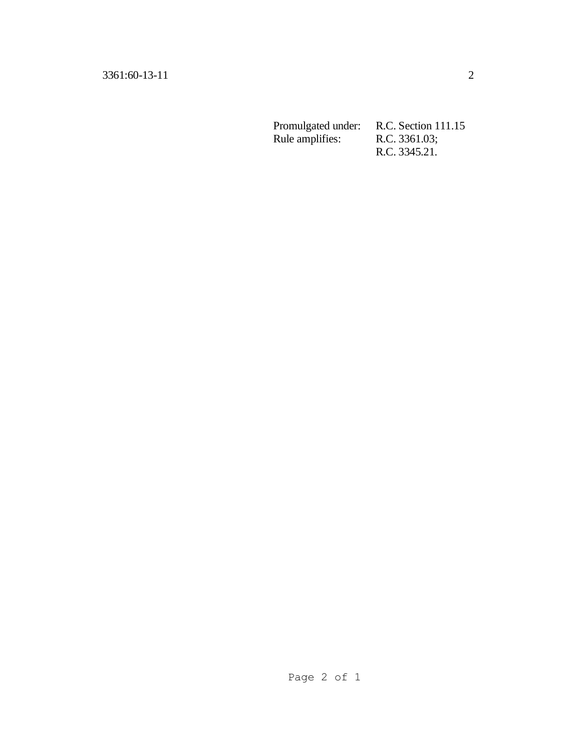| | |
|---|---|
| Promulgated under: | R.C. Section 111.15 |
| Rule amplifies: | R.C. 3361.03; |
| | R.C. 3345.21. |